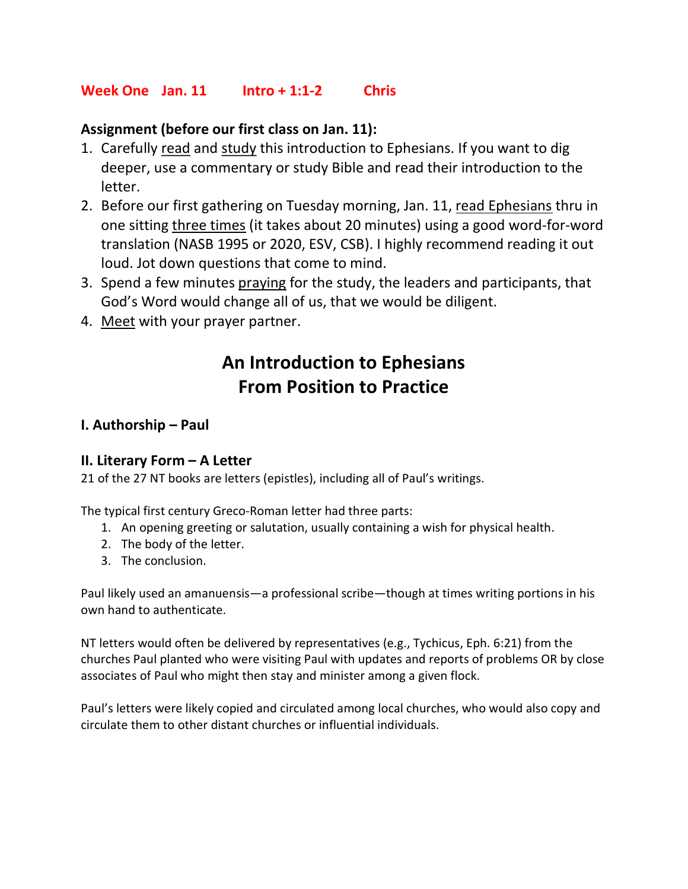**Week One   Jan. 11   Intro + 1:1-2   Chris**

**Assignment (before our first class on Jan. 11):**

1. Carefully <u>read</u> and <u>study</u> this introduction to Ephesians. If you want to dig deeper, use a commentary or study Bible and read their introduction to the letter.
2. Before our first gathering on Tuesday morning, Jan. 11, <u>read Ephesians</u> thru in one sitting <u>three times</u> (it takes about 20 minutes) using a good word-for-word translation (NASB 1995 or 2020, ESV, CSB). I highly recommend reading it out loud. Jot down questions that come to mind.
3. Spend a few minutes <u>praying</u> for the study, the leaders and participants, that God's Word would change all of us, that we would be diligent.
4. <u>Meet</u> with your prayer partner.

# An Introduction to Ephesians
# From Position to Practice

## I. Authorship – Paul

## II. Literary Form – A Letter

21 of the 27 NT books are letters (epistles), including all of Paul's writings.

The typical first century Greco-Roman letter had three parts:

1. An opening greeting or salutation, usually containing a wish for physical health.
2. The body of the letter.
3. The conclusion.

Paul likely used an amanuensis—a professional scribe—though at times writing portions in his own hand to authenticate.

NT letters would often be delivered by representatives (e.g., Tychicus, Eph. 6:21) from the churches Paul planted who were visiting Paul with updates and reports of problems OR by close associates of Paul who might then stay and minister among a given flock.

Paul's letters were likely copied and circulated among local churches, who would also copy and circulate them to other distant churches or influential individuals.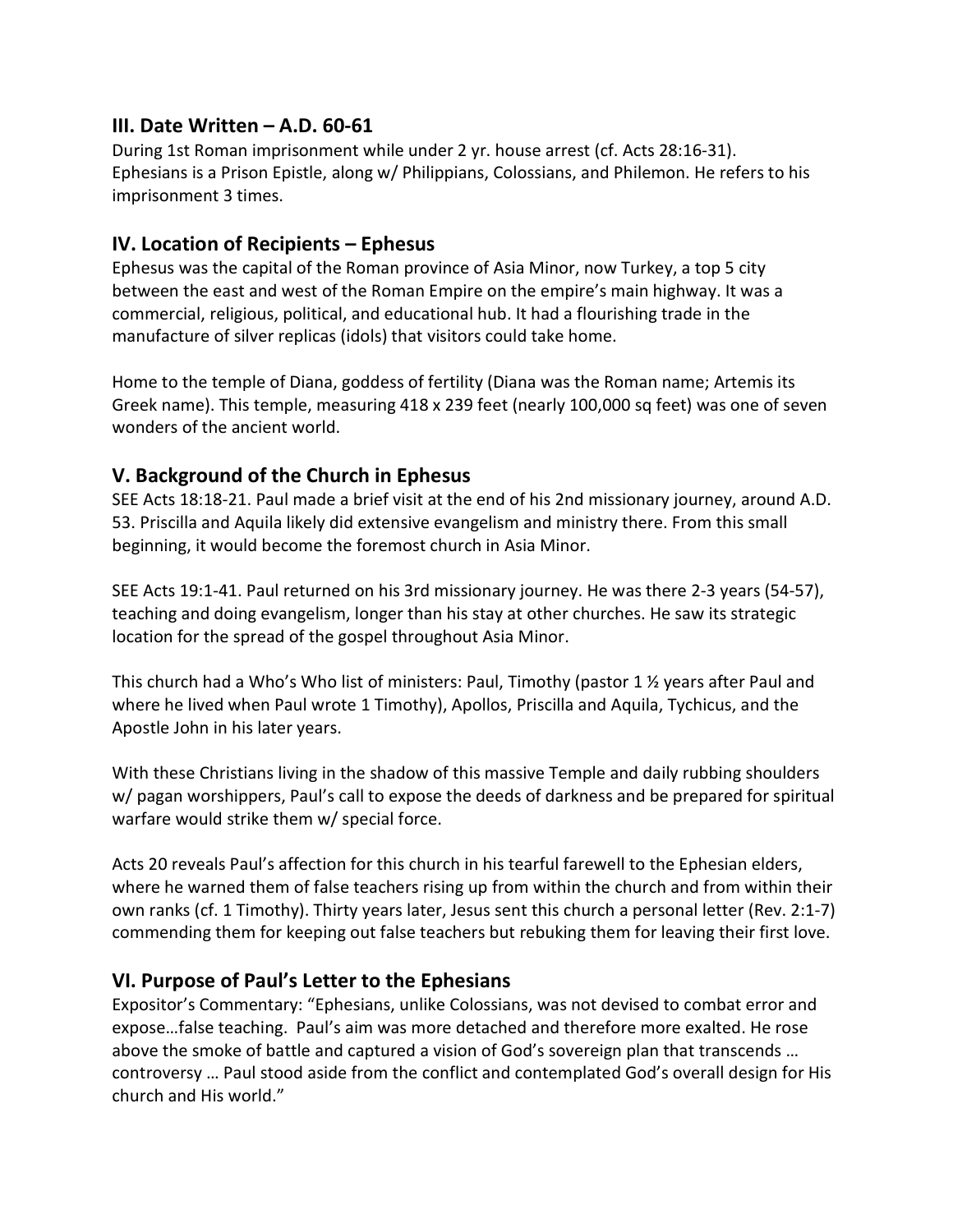## III. Date Written – A.D. 60-61

During 1st Roman imprisonment while under 2 yr. house arrest (cf. Acts 28:16-31). Ephesians is a Prison Epistle, along w/ Philippians, Colossians, and Philemon. He refers to his imprisonment 3 times.

## IV. Location of Recipients – Ephesus

Ephesus was the capital of the Roman province of Asia Minor, now Turkey, a top 5 city between the east and west of the Roman Empire on the empire's main highway. It was a commercial, religious, political, and educational hub. It had a flourishing trade in the manufacture of silver replicas (idols) that visitors could take home.

Home to the temple of Diana, goddess of fertility (Diana was the Roman name; Artemis its Greek name). This temple, measuring 418 x 239 feet (nearly 100,000 sq feet) was one of seven wonders of the ancient world.

## V. Background of the Church in Ephesus

SEE Acts 18:18-21. Paul made a brief visit at the end of his 2nd missionary journey, around A.D. 53. Priscilla and Aquila likely did extensive evangelism and ministry there. From this small beginning, it would become the foremost church in Asia Minor.

SEE Acts 19:1-41. Paul returned on his 3rd missionary journey. He was there 2-3 years (54-57), teaching and doing evangelism, longer than his stay at other churches. He saw its strategic location for the spread of the gospel throughout Asia Minor.

This church had a Who's Who list of ministers: Paul, Timothy (pastor 1 ½ years after Paul and where he lived when Paul wrote 1 Timothy), Apollos, Priscilla and Aquila, Tychicus, and the Apostle John in his later years.

With these Christians living in the shadow of this massive Temple and daily rubbing shoulders w/ pagan worshippers, Paul's call to expose the deeds of darkness and be prepared for spiritual warfare would strike them w/ special force.

Acts 20 reveals Paul's affection for this church in his tearful farewell to the Ephesian elders, where he warned them of false teachers rising up from within the church and from within their own ranks (cf. 1 Timothy). Thirty years later, Jesus sent this church a personal letter (Rev. 2:1-7) commending them for keeping out false teachers but rebuking them for leaving their first love.

## VI. Purpose of Paul's Letter to the Ephesians

Expositor's Commentary: "Ephesians, unlike Colossians, was not devised to combat error and expose…false teaching. Paul's aim was more detached and therefore more exalted. He rose above the smoke of battle and captured a vision of God's sovereign plan that transcends … controversy … Paul stood aside from the conflict and contemplated God's overall design for His church and His world."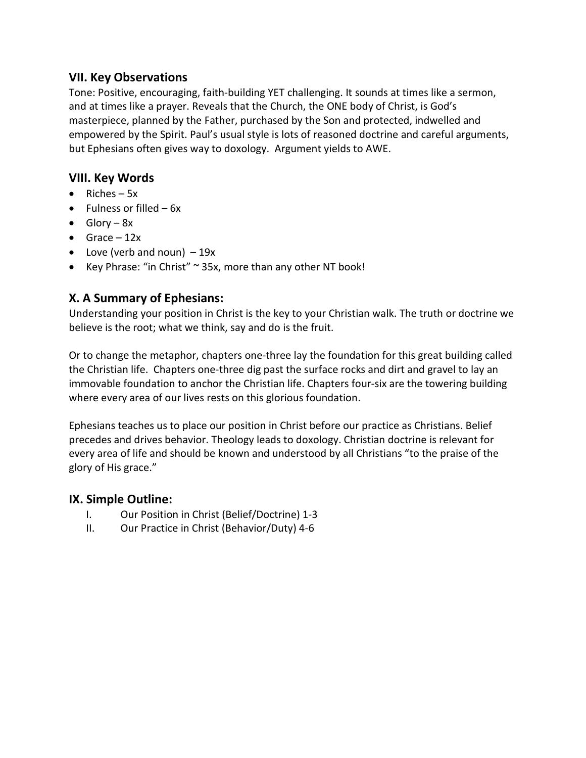## VII. Key Observations

Tone: Positive, encouraging, faith-building YET challenging. It sounds at times like a sermon, and at times like a prayer. Reveals that the Church, the ONE body of Christ, is God's masterpiece, planned by the Father, purchased by the Son and protected, indwelled and empowered by the Spirit. Paul's usual style is lots of reasoned doctrine and careful arguments, but Ephesians often gives way to doxology. Argument yields to AWE.

## VIII. Key Words

- Riches – 5x
- Fulness or filled – 6x
- Glory – 8x
- Grace – 12x
- Love (verb and noun) – 19x
- Key Phrase: "in Christ" ~ 35x, more than any other NT book!

## X. A Summary of Ephesians:

Understanding your position in Christ is the key to your Christian walk. The truth or doctrine we believe is the root; what we think, say and do is the fruit.

Or to change the metaphor, chapters one-three lay the foundation for this great building called the Christian life. Chapters one-three dig past the surface rocks and dirt and gravel to lay an immovable foundation to anchor the Christian life. Chapters four-six are the towering building where every area of our lives rests on this glorious foundation.

Ephesians teaches us to place our position in Christ before our practice as Christians. Belief precedes and drives behavior. Theology leads to doxology. Christian doctrine is relevant for every area of life and should be known and understood by all Christians "to the praise of the glory of His grace."

## IX. Simple Outline:

I. Our Position in Christ (Belief/Doctrine) 1-3

II. Our Practice in Christ (Behavior/Duty) 4-6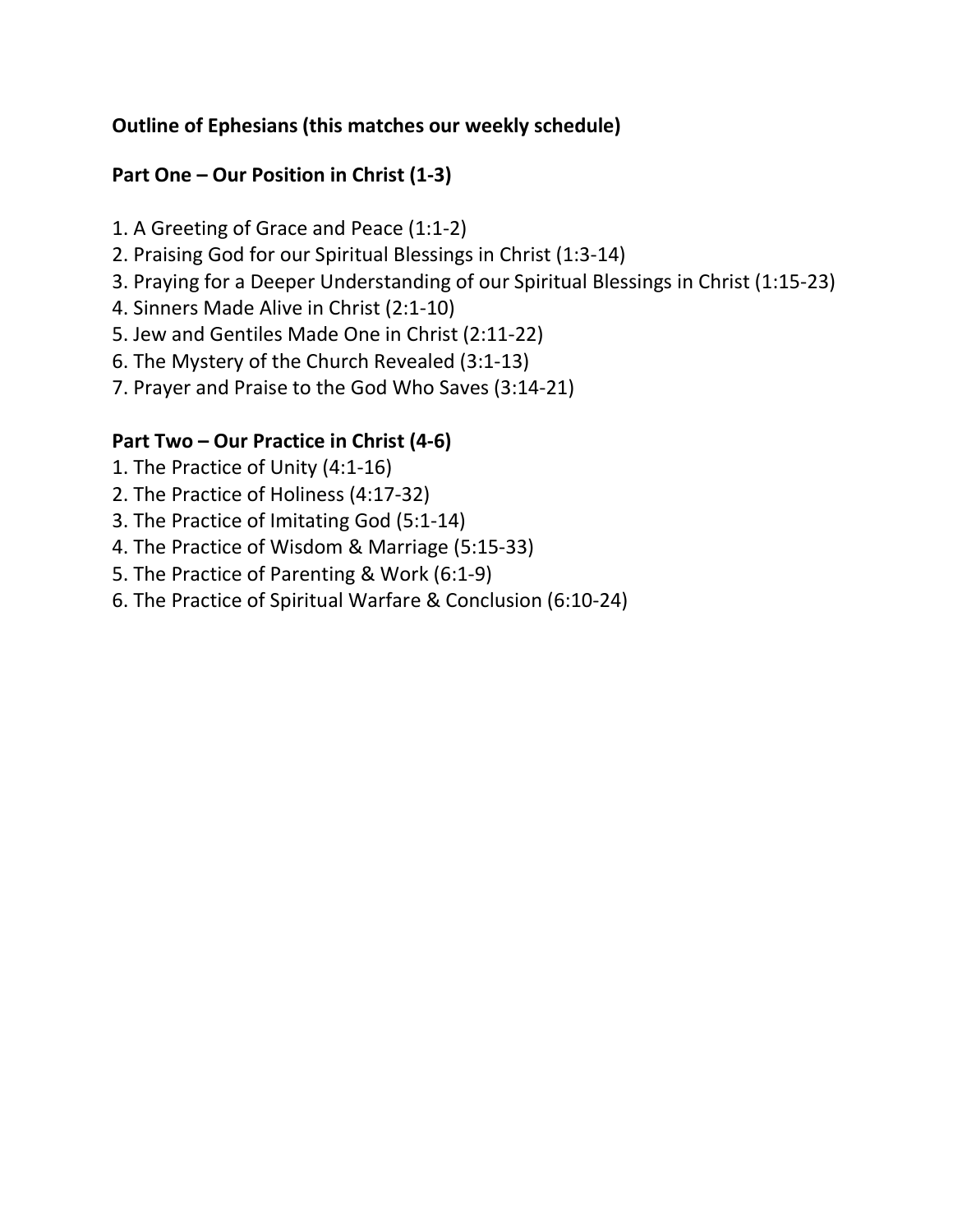**Outline of Ephesians (this matches our weekly schedule)**

**Part One – Our Position in Christ (1-3)**

1. A Greeting of Grace and Peace (1:1-2)
2. Praising God for our Spiritual Blessings in Christ (1:3-14)
3. Praying for a Deeper Understanding of our Spiritual Blessings in Christ (1:15-23)
4. Sinners Made Alive in Christ (2:1-10)
5. Jew and Gentiles Made One in Christ (2:11-22)
6. The Mystery of the Church Revealed (3:1-13)
7. Prayer and Praise to the God Who Saves (3:14-21)

**Part Two – Our Practice in Christ (4-6)**

1. The Practice of Unity (4:1-16)
2. The Practice of Holiness (4:17-32)
3. The Practice of Imitating God (5:1-14)
4. The Practice of Wisdom & Marriage (5:15-33)
5. The Practice of Parenting & Work (6:1-9)
6. The Practice of Spiritual Warfare & Conclusion (6:10-24)